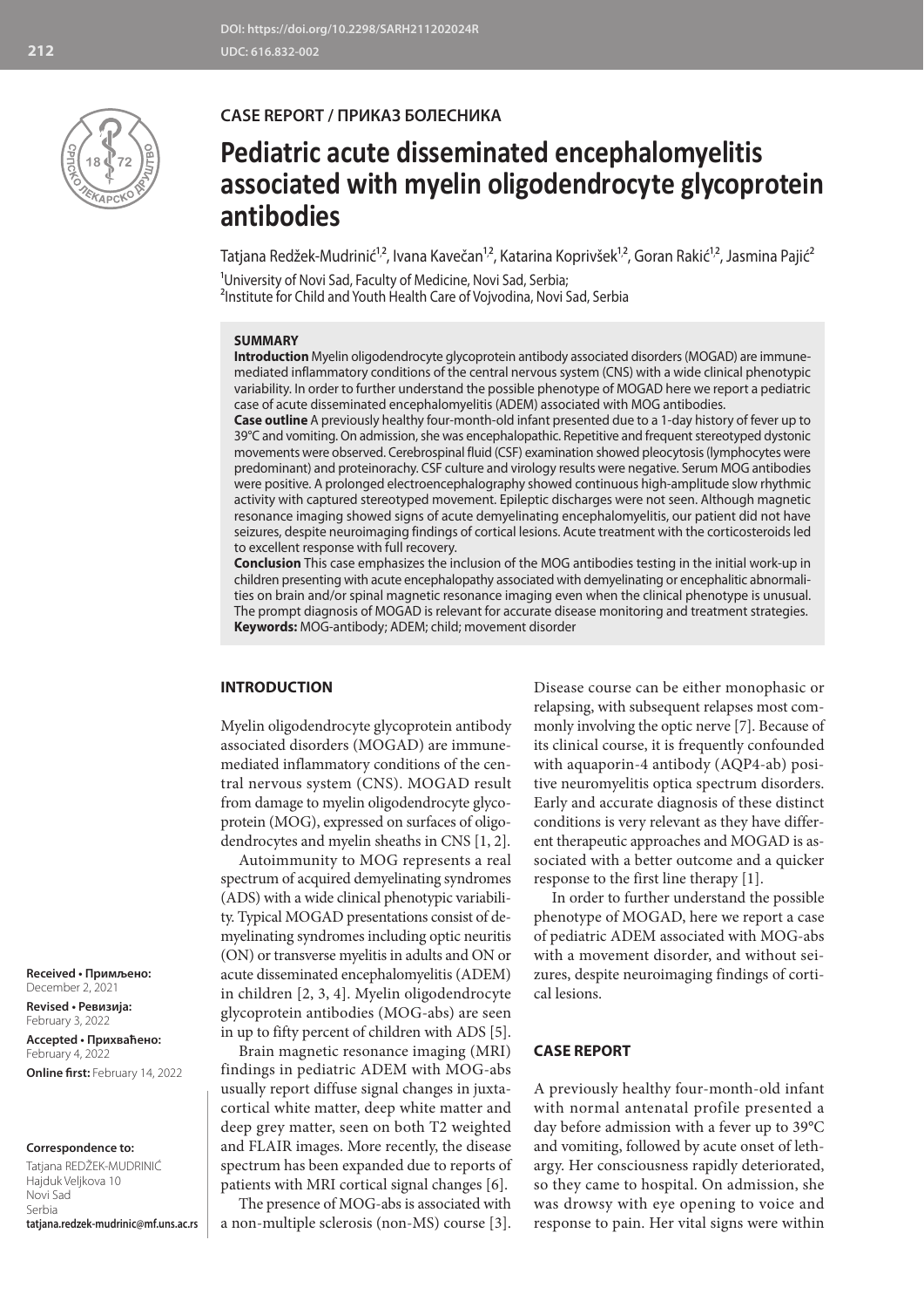DOI: https://doi.org/10.2298/SARH211202024R
UDC: 616.832-002

CASE REPORT / ПРИКАЗ БОЛЕСНИКА

# Pediatric acute disseminated encephalomyelitis associated with myelin oligodendrocyte glycoprotein antibodies

Tatjana Redžek-Mudrinić[1,2], Ivana Kavečan[1,2], Katarina Koprivšek[1,2], Goran Rakić[1,2], Jasmina Pajić[2]

[1]University of Novi Sad, Faculty of Medicine, Novi Sad, Serbia;
[2]Institute for Child and Youth Health Care of Vojvodina, Novi Sad, Serbia

### SUMMARY

**Introduction** Myelin oligodendrocyte glycoprotein antibody associated disorders (MOGAD) are immune-mediated inflammatory conditions of the central nervous system (CNS) with a wide clinical phenotypic variability. In order to further understand the possible phenotype of MOGAD here we report a pediatric case of acute disseminated encephalomyelitis (ADEM) associated with MOG antibodies.

**Case outline** A previously healthy four-month-old infant presented due to a 1-day history of fever up to 39°C and vomiting. On admission, she was encephalopathic. Repetitive and frequent stereotyped dystonic movements were observed. Cerebrospinal fluid (CSF) examination showed pleocytosis (lymphocytes were predominant) and proteinorachy. CSF culture and virology results were negative. Serum MOG antibodies were positive. A prolonged electroencephalography showed continuous high-amplitude slow rhythmic activity with captured stereotyped movement. Epileptic discharges were not seen. Although magnetic resonance imaging showed signs of acute demyelinating encephalomyelitis, our patient did not have seizures, despite neuroimaging findings of cortical lesions. Acute treatment with the corticosteroids led to excellent response with full recovery.

**Conclusion** This case emphasizes the inclusion of the MOG antibodies testing in the initial work-up in children presenting with acute encephalopathy associated with demyelinating or encephalitic abnormalities on brain and/or spinal magnetic resonance imaging even when the clinical phenotype is unusual. The prompt diagnosis of MOGAD is relevant for accurate disease monitoring and treatment strategies.

**Keywords:** MOG-antibody; ADEM; child; movement disorder

## INTRODUCTION

Myelin oligodendrocyte glycoprotein antibody associated disorders (MOGAD) are immune-mediated inflammatory conditions of the central nervous system (CNS). MOGAD result from damage to myelin oligodendrocyte glycoprotein (MOG), expressed on surfaces of oligodendrocytes and myelin sheaths in CNS [1, 2].

Autoimmunity to MOG represents a real spectrum of acquired demyelinating syndromes (ADS) with a wide clinical phenotypic variability. Typical MOGAD presentations consist of demyelinating syndromes including optic neuritis (ON) or transverse myelitis in adults and ON or acute disseminated encephalomyelitis (ADEM) in children [2, 3, 4]. Myelin oligodendrocyte glycoprotein antibodies (MOG-abs) are seen in up to fifty percent of children with ADS [5].

Brain magnetic resonance imaging (MRI) findings in pediatric ADEM with MOG-abs usually report diffuse signal changes in juxtacortical white matter, deep white matter and deep grey matter, seen on both T2 weighted and FLAIR images. More recently, the disease spectrum has been expanded due to reports of patients with MRI cortical signal changes [6].

The presence of MOG-abs is associated with a non-multiple sclerosis (non-MS) course [3]. Disease course can be either monophasic or relapsing, with subsequent relapses most commonly involving the optic nerve [7]. Because of its clinical course, it is frequently confounded with aquaporin-4 antibody (AQP4-ab) positive neuromyelitis optica spectrum disorders. Early and accurate diagnosis of these distinct conditions is very relevant as they have different therapeutic approaches and MOGAD is associated with a better outcome and a quicker response to the first line therapy [1].

In order to further understand the possible phenotype of MOGAD, here we report a case of pediatric ADEM associated with MOG-abs with a movement disorder, and without seizures, despite neuroimaging findings of cortical lesions.

## CASE REPORT

A previously healthy four-month-old infant with normal antenatal profile presented a day before admission with a fever up to 39°C and vomiting, followed by acute onset of lethargy. Her consciousness rapidly deteriorated, so they came to hospital. On admission, she was drowsy with eye opening to voice and response to pain. Her vital signs were within

**Received • Примљено:** December 2, 2021
**Revised • Ревизија:** February 3, 2022
**Accepted • Прихваћено:** February 4, 2022
**Online first:** February 14, 2022

**Correspondence to:**
Tatjana REDŽEK-MUDRINIĆ
Hajduk Veljkova 10
Novi Sad
Serbia
**tatjana.redzek-mudrinic@mf.uns.ac.rs**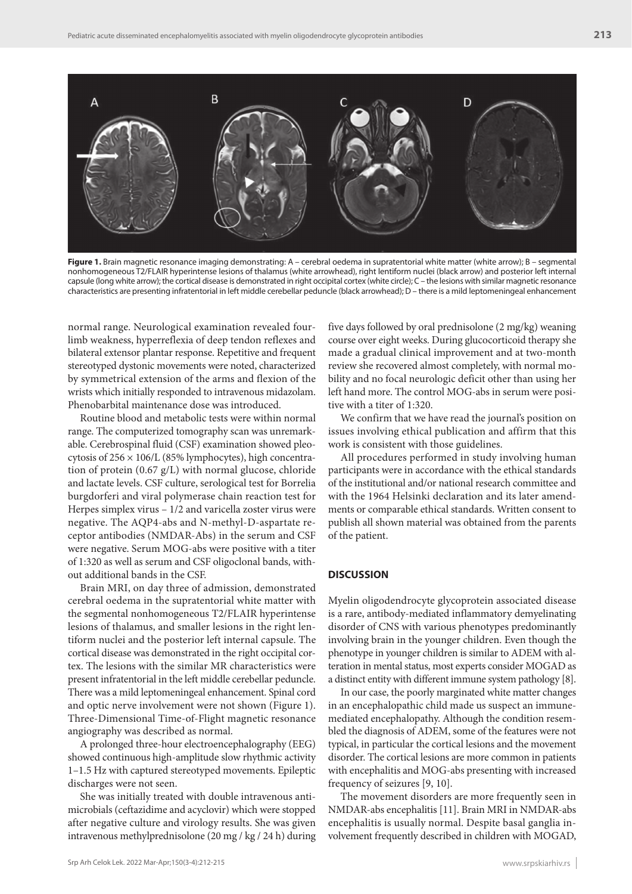**Figure 1.** Brain magnetic resonance imaging demonstrating: A – cerebral oedema in supratentorial white matter (white arrow); B – segmental nonhomogeneous T2/FLAIR hyperintense lesions of thalamus (white arrowhead), right lentiform nuclei (black arrow) and posterior left internal capsule (long white arrow); the cortical disease is demonstrated in right occipital cortex (white circle); C – the lesions with similar magnetic resonance characteristics are presenting infratentorial in left middle cerebellar peduncle (black arrowhead); D – there is a mild leptomeningeal enhancement

normal range. Neurological examination revealed four-limb weakness, hyperreflexia of deep tendon reflexes and bilateral extensor plantar response. Repetitive and frequent stereotyped dystonic movements were noted, characterized by symmetrical extension of the arms and flexion of the wrists which initially responded to intravenous midazolam. Phenobarbital maintenance dose was introduced.

Routine blood and metabolic tests were within normal range. The computerized tomography scan was unremarkable. Cerebrospinal fluid (CSF) examination showed pleocytosis of $256 \times 106$/L (85% lymphocytes), high concentration of protein (0.67 g/L) with normal glucose, chloride and lactate levels. CSF culture, serological test for Borrelia burgdorferi and viral polymerase chain reaction test for Herpes simplex virus – 1/2 and varicella zoster virus were negative. The AQP4-abs and N-methyl-D-aspartate receptor antibodies (NMDAR-Abs) in the serum and CSF were negative. Serum MOG-abs were positive with a titer of 1:320 as well as serum and CSF oligoclonal bands, without additional bands in the CSF.

Brain MRI, on day three of admission, demonstrated cerebral oedema in the supratentorial white matter with the segmental nonhomogeneous T2/FLAIR hyperintense lesions of thalamus, and smaller lesions in the right lentiform nuclei and the posterior left internal capsule. The cortical disease was demonstrated in the right occipital cortex. The lesions with the similar MR characteristics were present infratentorial in the left middle cerebellar peduncle. There was a mild leptomeningeal enhancement. Spinal cord and optic nerve involvement were not shown (Figure 1). Three-Dimensional Time-of-Flight magnetic resonance angiography was described as normal.

A prolonged three-hour electroencephalography (EEG) showed continuous high-amplitude slow rhythmic activity 1–1.5 Hz with captured stereotyped movements. Epileptic discharges were not seen.

She was initially treated with double intravenous antimicrobials (ceftazidime and acyclovir) which were stopped after negative culture and virology results. She was given intravenous methylprednisolone (20 mg / kg / 24 h) during five days followed by oral prednisolone (2 mg/kg) weaning course over eight weeks. During glucocorticoid therapy she made a gradual clinical improvement and at two-month review she recovered almost completely, with normal mobility and no focal neurologic deficit other than using her left hand more. The control MOG-abs in serum were positive with a titer of 1:320.

We confirm that we have read the journal's position on issues involving ethical publication and affirm that this work is consistent with those guidelines.

All procedures performed in study involving human participants were in accordance with the ethical standards of the institutional and/or national research committee and with the 1964 Helsinki declaration and its later amendments or comparable ethical standards. Written consent to publish all shown material was obtained from the parents of the patient.

## DISCUSSION

Myelin oligodendrocyte glycoprotein associated disease is a rare, antibody-mediated inflammatory demyelinating disorder of CNS with various phenotypes predominantly involving brain in the younger children. Even though the phenotype in younger children is similar to ADEM with alteration in mental status, most experts consider MOGAD as a distinct entity with different immune system pathology [8].

In our case, the poorly marginated white matter changes in an encephalopathic child made us suspect an immune-mediated encephalopathy. Although the condition resembled the diagnosis of ADEM, some of the features were not typical, in particular the cortical lesions and the movement disorder. The cortical lesions are more common in patients with encephalitis and MOG-abs presenting with increased frequency of seizures [9, 10].

The movement disorders are more frequently seen in NMDAR-abs encephalitis [11]. Brain MRI in NMDAR-abs encephalitis is usually normal. Despite basal ganglia involvement frequently described in children with MOGAD,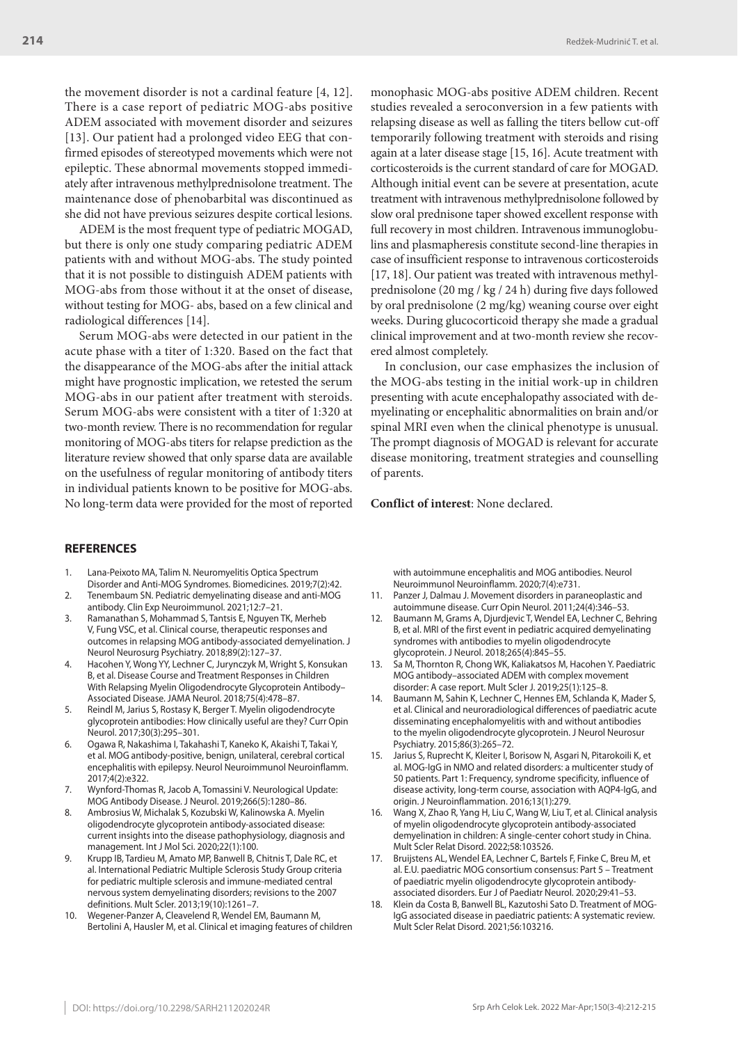the movement disorder is not a cardinal feature [4, 12]. There is a case report of pediatric MOG-abs positive ADEM associated with movement disorder and seizures [13]. Our patient had a prolonged video EEG that confirmed episodes of stereotyped movements which were not epileptic. These abnormal movements stopped immediately after intravenous methylprednisolone treatment. The maintenance dose of phenobarbital was discontinued as she did not have previous seizures despite cortical lesions.

ADEM is the most frequent type of pediatric MOGAD, but there is only one study comparing pediatric ADEM patients with and without MOG-abs. The study pointed that it is not possible to distinguish ADEM patients with MOG-abs from those without it at the onset of disease, without testing for MOG- abs, based on a few clinical and radiological differences [14].

Serum MOG-abs were detected in our patient in the acute phase with a titer of 1:320. Based on the fact that the disappearance of the MOG-abs after the initial attack might have prognostic implication, we retested the serum MOG-abs in our patient after treatment with steroids. Serum MOG-abs were consistent with a titer of 1:320 at two-month review. There is no recommendation for regular monitoring of MOG-abs titers for relapse prediction as the literature review showed that only sparse data are available on the usefulness of regular monitoring of antibody titers in individual patients known to be positive for MOG-abs. No long-term data were provided for the most of reported monophasic MOG-abs positive ADEM children. Recent studies revealed a seroconversion in a few patients with relapsing disease as well as falling the titers bellow cut-off temporarily following treatment with steroids and rising again at a later disease stage [15, 16]. Acute treatment with corticosteroids is the current standard of care for MOGAD. Although initial event can be severe at presentation, acute treatment with intravenous methylprednisolone followed by slow oral prednisone taper showed excellent response with full recovery in most children. Intravenous immunoglobulins and plasmapheresis constitute second-line therapies in case of insufficient response to intravenous corticosteroids [17, 18]. Our patient was treated with intravenous methylprednisolone (20 mg / kg / 24 h) during five days followed by oral prednisolone (2 mg/kg) weaning course over eight weeks. During glucocorticoid therapy she made a gradual clinical improvement and at two-month review she recovered almost completely.

In conclusion, our case emphasizes the inclusion of the MOG-abs testing in the initial work-up in children presenting with acute encephalopathy associated with demyelinating or encephalitic abnormalities on brain and/or spinal MRI even when the clinical phenotype is unusual. The prompt diagnosis of MOGAD is relevant for accurate disease monitoring, treatment strategies and counselling of parents.

**Conflict of interest**: None declared.

## REFERENCES

1. Lana-Peixoto MA, Talim N. Neuromyelitis Optica Spectrum Disorder and Anti-MOG Syndromes. Biomedicines. 2019;7(2):42.
2. Tenembaum SN. Pediatric demyelinating disease and anti-MOG antibody. Clin Exp Neuroimmunol. 2021;12:7–21.
3. Ramanathan S, Mohammad S, Tantsis E, Nguyen TK, Merheb V, Fung VSC, et al. Clinical course, therapeutic responses and outcomes in relapsing MOG antibody-associated demyelination. J Neurol Neurosurg Psychiatry. 2018;89(2):127–37.
4. Hacohen Y, Wong YY, Lechner C, Jurynczyk M, Wright S, Konsukan B, et al. Disease Course and Treatment Responses in Children With Relapsing Myelin Oligodendrocyte Glycoprotein Antibody–Associated Disease. JAMA Neurol. 2018;75(4):478–87.
5. Reindl M, Jarius S, Rostasy K, Berger T. Myelin oligodendrocyte glycoprotein antibodies: How clinically useful are they? Curr Opin Neurol. 2017;30(3):295–301.
6. Ogawa R, Nakashima I, Takahashi T, Kaneko K, Akaishi T, Takai Y, et al. MOG antibody-positive, benign, unilateral, cerebral cortical encephalitis with epilepsy. Neurol Neuroimmunol Neuroinflamm. 2017;4(2):e322.
7. Wynford-Thomas R, Jacob A, Tomassini V. Neurological Update: MOG Antibody Disease. J Neurol. 2019;266(5):1280–86.
8. Ambrosius W, Michalak S, Kozubski W, Kalinowska A. Myelin oligodendrocyte glycoprotein antibody-associated disease: current insights into the disease pathophysiology, diagnosis and management. Int J Mol Sci. 2020;22(1):100.
9. Krupp IB, Tardieu M, Amato MP, Banwell B, Chitnis T, Dale RC, et al. International Pediatric Multiple Sclerosis Study Group criteria for pediatric multiple sclerosis and immune-mediated central nervous system demyelinating disorders; revisions to the 2007 definitions. Mult Scler. 2013;19(10):1261–7.
10. Wegener-Panzer A, Cleavelend R, Wendel EM, Baumann M, Bertolini A, Hausler M, et al. Clinical et imaging features of children with autoimmune encephalitis and MOG antibodies. Neurol Neuroimmunol Neuroinflamm. 2020;7(4):e731.
11. Panzer J, Dalmau J. Movement disorders in paraneoplastic and autoimmune disease. Curr Opin Neurol. 2011;24(4):346–53.
12. Baumann M, Grams A, Djurdjevic T, Wendel EA, Lechner C, Behring B, et al. MRI of the first event in pediatric acquired demyelinating syndromes with antibodies to myelin oligodendrocyte glycoprotein. J Neurol. 2018;265(4):845–55.
13. Sa M, Thornton R, Chong WK, Kaliakatsos M, Hacohen Y. Paediatric MOG antibody–associated ADEM with complex movement disorder: A case report. Mult Scler J. 2019;25(1):125–8.
14. Baumann M, Sahin K, Lechner C, Hennes EM, Schlanda K, Mader S, et al. Clinical and neuroradiological differences of paediatric acute disseminating encephalomyelitis with and without antibodies to the myelin oligodendrocyte glycoprotein. J Neurol Neurosur Psychiatry. 2015;86(3):265–72.
15. Jarius S, Ruprecht K, Kleiter I, Borisow N, Asgari N, Pitarokoili K, et al. MOG-IgG in NMO and related disorders: a multicenter study of 50 patients. Part 1: Frequency, syndrome specificity, influence of disease activity, long-term course, association with AQP4-IgG, and origin. J Neuroinflammation. 2016;13(1):279.
16. Wang X, Zhao R, Yang H, Liu C, Wang W, Liu T, et al. Clinical analysis of myelin oligodendrocyte glycoprotein antibody-associated demyelination in children: A single-center cohort study in China. Mult Scler Relat Disord. 2022;58:103526.
17. Bruijstens AL, Wendel EA, Lechner C, Bartels F, Finke C, Breu M, et al. E.U. paediatric MOG consortium consensus: Part 5 – Treatment of paediatric myelin oligodendrocyte glycoprotein antibody-associated disorders. Eur J of Paediatr Neurol. 2020;29:41–53.
18. Klein da Costa B, Banwell BL, Kazutoshi Sato D. Treatment of MOG-IgG associated disease in paediatric patients: A systematic review. Mult Scler Relat Disord. 2021;56:103216.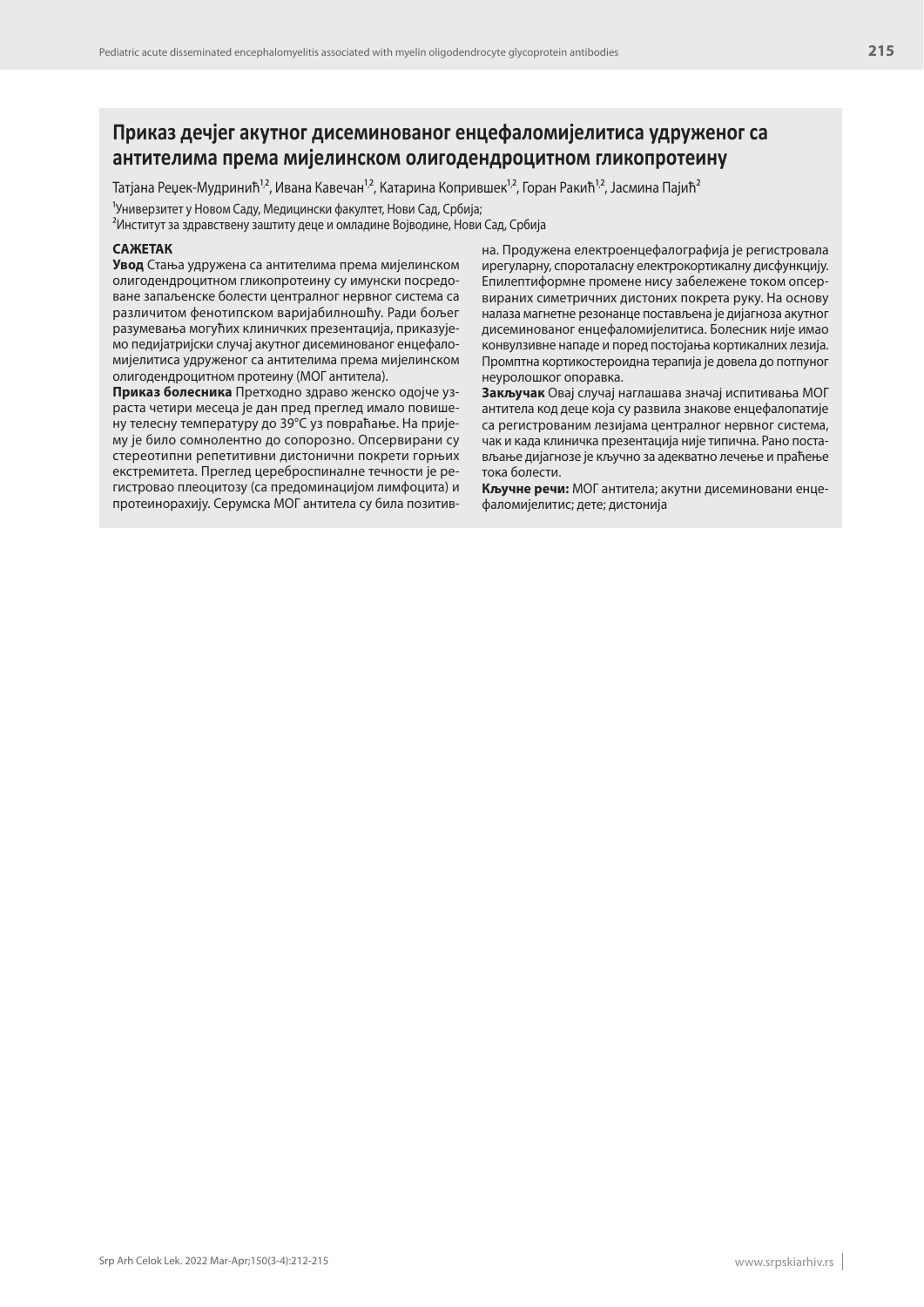# Приказ дечјег акутног дисеминованог енцефаломијелитиса удруженог са антителима према мијелинском олигодендроцитном гликопротеину

Татјана Реџек-Мудринић[1,2], Ивана Кавечан[1,2], Катарина Копрившек[1,2], Горан Ракић[1,2], Јасмина Пајић[2]

[1]Универзитет у Новом Саду, Медицински факултет, Нови Сад, Србија;
[2]Институт за здравствену заштиту деце и омладине Војводине, Нови Сад, Србија

**САЖЕТАК**

**Увод** Стања удружена са антителима према мијелинском олигодендроцитном гликопротеину су имунски посредоване запаљенске болести централног нервног система са различитом фенотипском варијабилношћу. Ради бољег разумевања могућих клиничких презентација, приказујемо педијатријски случај акутног дисеминованог енцефаломијелитиса удруженог са антителима према мијелинском олигодендроцитном протеину (МОГ антитела).

**Приказ болесника** Претходно здраво женско одојче узраста четири месеца је дан пред преглед имало повишену телесну температуру до 39°C уз повраћање. На пријему је било сомнолентно до сопорозно. Опсервирани су стереотипни репетитивни дистонични покрети горњих екстремитета. Преглед цереброспиналне течности је регистровао плеоцитозу (са предоминацијом лимфоцита) и протеинорахију. Серумска МОГ антитела су била позитивна. Продужена електроенцефалографија је регистровала ирегуларну, спороталасну електрокортикалну дисфункцију. Епилептиформне промене нису забележене током опсервираних симетричних дистоних покрета руку. На основу налаза магнетне резонанце постављена је дијагноза акутног дисеминованог енцефаломијелитиса. Болесник није имао конвулзивне нападе и поред постојања кортикалних лезија. Промптна кортикостероидна терапија је довела до потпуног неуролошког опоравка.

**Закључак** Овај случај наглашава значај испитивања МОГ антитела код деце која су развила знакове енцефалопатије са регистрованим лезијама централног нервног система, чак и када клиничка презентација није типична. Рано постављање дијагнозе је кључно за адекватно лечење и праћење тока болести.

**Кључне речи:** МОГ антитела; акутни дисеминовани енцефаломијелитис; дете; дистонија